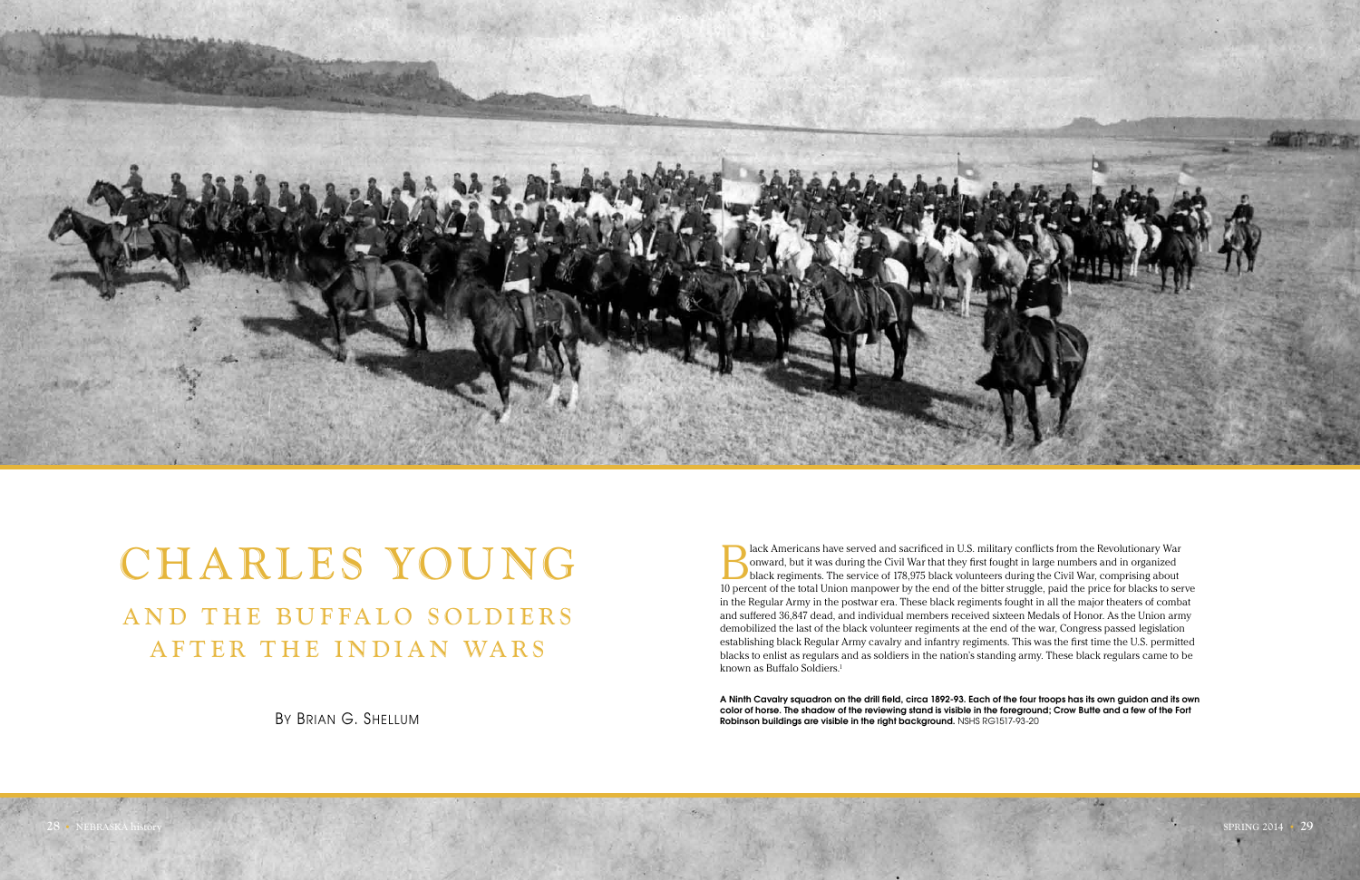# CHARLES YOUNG

## AND THE BUFFALO SOLDIERS AFTER THE INDIAN WARS

BY BRIAN G. SHELLUM

Black Americans have served and sacrificed in U.S. military conflicts from the Revolutionary War onward, but it was during the Civil War that they first fought in large numbers and in organized black regiments. The service of 178,975 black volunteers during the Civil War, comprising about 10 percent of the total Union manpower by the end of the bitter struggle, paid the price for blacks to serve in the Regular Army in the postwar era. These black regiments fought in all the major theaters of combat and suffered 36,847 dead, and individual members received sixteen Medals of Honor. As the Union army demobilized the last of the black volunteer regiments at the end of the war, Congress passed legislation establishing black Regular Army cavalry and infantry regiments. This was the first time the U.S. permitted blacks to enlist as regulars and as soldiers in the nation's standing army. These black regulars came to be known as Buffalo Soldiers.[1]

**A Ninth Cavalry squadron on the drill field, circa 1892-93. Each of the four troops has its own guidon and its own color of horse. The shadow of the reviewing stand is visible in the foreground; Crow Butte and a few of the Fort Robinson buildings are visible in the right background.** NSHS RG1517-93-20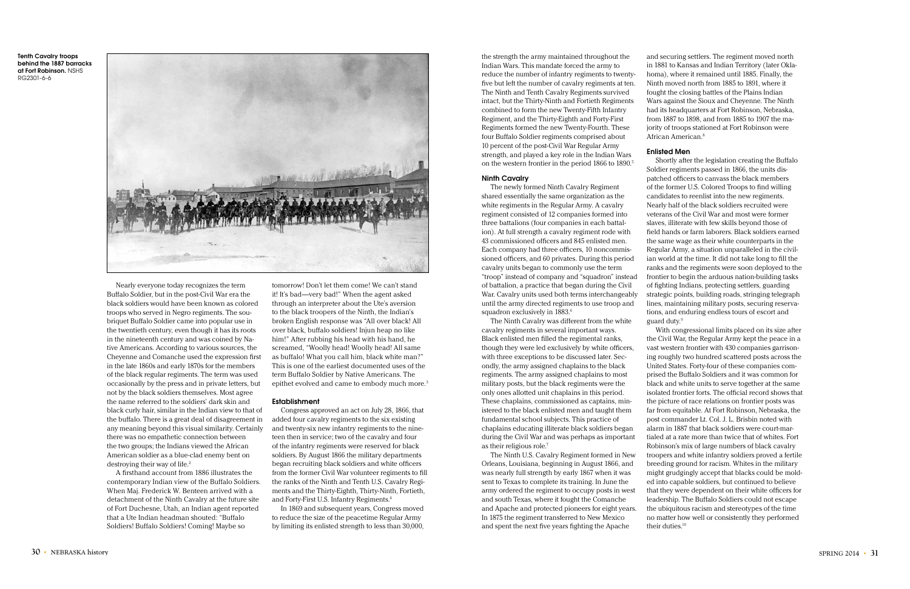Tenth Cavalry troops behind the 1887 barracks at Fort Robinson. NSHS RG2301-6-6

Nearly everyone today recognizes the term Buffalo Soldier, but in the post-Civil War era the black soldiers would have been known as colored troops who served in Negro regiments. The soubriquet Buffalo Soldier came into popular use in the twentieth century, even though it has its roots in the nineteenth century and was coined by Native Americans. According to various sources, the Cheyenne and Comanche used the expression first in the late 1860s and early 1870s for the members of the black regular regiments. The term was used occasionally by the press and in private letters, but not by the black soldiers themselves. Most agree the name referred to the soldiers' dark skin and black curly hair, similar in the Indian view to that of the buffalo. There is a great deal of disagreement in any meaning beyond this visual similarity. Certainly there was no empathetic connection between the two groups; the Indians viewed the African American soldier as a blue-clad enemy bent on destroying their way of life.[2]

A firsthand account from 1886 illustrates the contemporary Indian view of the Buffalo Soldiers. When Maj. Frederick W. Benteen arrived with a detachment of the Ninth Cavalry at the future site of Fort Duchesne, Utah, an Indian agent reported that a Ute Indian headman shouted: "Buffalo Soldiers! Buffalo Soldiers! Coming! Maybe so tomorrow! Don't let them come! We can't stand it! It's bad—very bad!" When the agent asked through an interpreter about the Ute's aversion to the black troopers of the Ninth, the Indian's broken English response was "All over black! All over black, buffalo soldiers! Injun heap no like him!" After rubbing his head with his hand, he screamed, "Woolly head! Woolly head! All same as buffalo! What you call him, black white man?" This is one of the earliest documented uses of the term Buffalo Soldier by Native Americans. The epithet evolved and came to embody much more.[3]

### Establishment

Congress approved an act on July 28, 1866, that added four cavalry regiments to the six existing and twenty-six new infantry regiments to the nineteen then in service; two of the cavalry and four of the infantry regiments were reserved for black soldiers. By August 1866 the military departments began recruiting black soldiers and white officers from the former Civil War volunteer regiments to fill the ranks of the Ninth and Tenth U.S. Cavalry Regiments and the Thirty-Eighth, Thirty-Ninth, Fortieth, and Forty-First U.S. Infantry Regiments.[4]

In 1869 and subsequent years, Congress moved to reduce the size of the peacetime Regular Army by limiting its enlisted strength to less than 30,000, the strength the army maintained throughout the Indian Wars. This mandate forced the army to reduce the number of infantry regiments to twenty-five but left the number of cavalry regiments at ten. The Ninth and Tenth Cavalry Regiments survived intact, but the Thirty-Ninth and Fortieth Regiments combined to form the new Twenty-Fifth Infantry Regiment, and the Thirty-Eighth and Forty-First Regiments formed the new Twenty-Fourth. These four Buffalo Soldier regiments comprised about 10 percent of the post-Civil War Regular Army strength, and played a key role in the Indian Wars on the western frontier in the period 1866 to 1890.[5]

### Ninth Cavalry

The newly formed Ninth Cavalry Regiment shared essentially the same organization as the white regiments in the Regular Army. A cavalry regiment consisted of 12 companies formed into three battalions (four companies in each battalion). At full strength a cavalry regiment rode with 43 commissioned officers and 845 enlisted men. Each company had three officers, 10 noncommissioned officers, and 60 privates. During this period cavalry units began to commonly use the term "troop" instead of company and "squadron" instead of battalion, a practice that began during the Civil War. Cavalry units used both terms interchangeably until the army directed regiments to use troop and squadron exclusively in 1883.[6]

The Ninth Cavalry was different from the white cavalry regiments in several important ways. Black enlisted men filled the regimental ranks, though they were led exclusively by white officers, with three exceptions to be discussed later. Secondly, the army assigned chaplains to the black regiments. The army assigned chaplains to most military posts, but the black regiments were the only ones allotted unit chaplains in this period. These chaplains, commissioned as captains, ministered to the black enlisted men and taught them fundamental school subjects. This practice of chaplains educating illiterate black soldiers began during the Civil War and was perhaps as important as their religious role.[7]

The Ninth U.S. Cavalry Regiment formed in New Orleans, Louisiana, beginning in August 1866, and was nearly full strength by early 1867 when it was sent to Texas to complete its training. In June the army ordered the regiment to occupy posts in west and south Texas, where it fought the Comanche and Apache and protected pioneers for eight years. In 1875 the regiment transferred to New Mexico and spent the next five years fighting the Apache and securing settlers. The regiment moved north in 1881 to Kansas and Indian Territory (later Oklahoma), where it remained until 1885. Finally, the Ninth moved north from 1885 to 1891, where it fought the closing battles of the Plains Indian Wars against the Sioux and Cheyenne. The Ninth had its headquarters at Fort Robinson, Nebraska, from 1887 to 1898, and from 1885 to 1907 the majority of troops stationed at Fort Robinson were African American.[8]

### Enlisted Men

Shortly after the legislation creating the Buffalo Soldier regiments passed in 1866, the units dispatched officers to canvass the black members of the former U.S. Colored Troops to find willing candidates to reenlist into the new regiments. Nearly half of the black soldiers recruited were veterans of the Civil War and most were former slaves, illiterate with few skills beyond those of field hands or farm laborers. Black soldiers earned the same wage as their white counterparts in the Regular Army, a situation unparalleled in the civilian world at the time. It did not take long to fill the ranks and the regiments were soon deployed to the frontier to begin the arduous nation-building tasks of fighting Indians, protecting settlers, guarding strategic points, building roads, stringing telegraph lines, maintaining military posts, securing reservations, and enduring endless tours of escort and guard duty.[9]

With congressional limits placed on its size after the Civil War, the Regular Army kept the peace in a vast western frontier with 430 companies garrisoning roughly two hundred scattered posts across the United States. Forty-four of these companies comprised the Buffalo Soldiers and it was common for black and white units to serve together at the same isolated frontier forts. The official record shows that the picture of race relations on frontier posts was far from equitable. At Fort Robinson, Nebraska, the post commander Lt. Col. J. L. Brisbin noted with alarm in 1887 that black soldiers were court-martialed at a rate more than twice that of whites. Fort Robinson's mix of large numbers of black cavalry troopers and white infantry soldiers proved a fertile breeding ground for racism. Whites in the military might grudgingly accept that blacks could be molded into capable soldiers, but continued to believe that they were dependent on their white officers for leadership. The Buffalo Soldiers could not escape the ubiquitous racism and stereotypes of the time no matter how well or consistently they performed their duties.[10]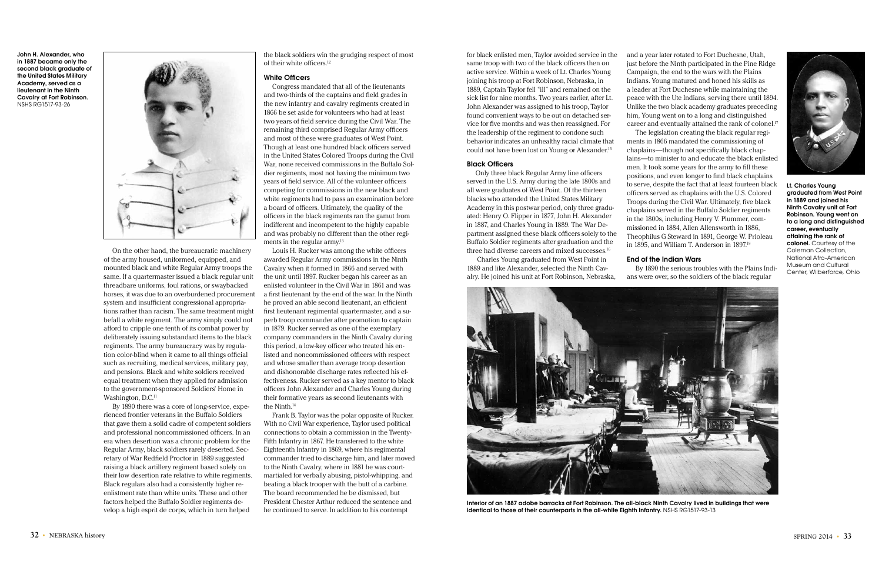John H. Alexander, who in 1887 became only the second black graduate of the United States Military Academy, served as a lieutenant in the Ninth Cavalry at Fort Robinson. NSHS RG1517-93-26

On the other hand, the bureaucratic machinery of the army housed, uniformed, equipped, and mounted black and white Regular Army troops the same. If a quartermaster issued a black regular unit threadbare uniforms, foul rations, or swaybacked horses, it was due to an overburdened procurement system and insufficient congressional appropriations rather than racism. The same treatment might befall a white regiment. The army simply could not afford to cripple one tenth of its combat power by deliberately issuing substandard items to the black regiments. The army bureaucracy was by regulation color-blind when it came to all things official such as recruiting, medical services, military pay, and pensions. Black and white soldiers received equal treatment when they applied for admission to the government-sponsored Soldiers' Home in Washington, D.C.[11]

By 1890 there was a core of long-service, experienced frontier veterans in the Buffalo Soldiers that gave them a solid cadre of competent soldiers and professional noncommissioned officers. In an era when desertion was a chronic problem for the Regular Army, black soldiers rarely deserted. Secretary of War Redfield Proctor in 1889 suggested raising a black artillery regiment based solely on their low desertion rate relative to white regiments. Black regulars also had a consistently higher reenlistment rate than white units. These and other factors helped the Buffalo Soldier regiments develop a high esprit de corps, which in turn helped the black soldiers win the grudging respect of most of their white officers.[12]

### White Officers

Congress mandated that all of the lieutenants and two-thirds of the captains and field grades in the new infantry and cavalry regiments created in 1866 be set aside for volunteers who had at least two years of field service during the Civil War. The remaining third comprised Regular Army officers and most of these were graduates of West Point. Though at least one hundred black officers served in the United States Colored Troops during the Civil War, none received commissions in the Buffalo Soldier regiments, most not having the minimum two years of field service. All of the volunteer officers competing for commissions in the new black and white regiments had to pass an examination before a board of officers. Ultimately, the quality of the officers in the black regiments ran the gamut from indifferent and incompetent to the highly capable and was probably no different than the other regiments in the regular army.[13]

Louis H. Rucker was among the white officers awarded Regular Army commissions in the Ninth Cavalry when it formed in 1866 and served with the unit until 1897. Rucker began his career as an enlisted volunteer in the Civil War in 1861 and was a first lieutenant by the end of the war. In the Ninth he proved an able second lieutenant, an efficient first lieutenant regimental quartermaster, and a superb troop commander after promotion to captain in 1879. Rucker served as one of the exemplary company commanders in the Ninth Cavalry during this period, a low-key officer who treated his enlisted and noncommissioned officers with respect and whose smaller than average troop desertion and dishonorable discharge rates reflected his effectiveness. Rucker served as a key mentor to black officers John Alexander and Charles Young during their formative years as second lieutenants with the Ninth.[14]

Frank B. Taylor was the polar opposite of Rucker. With no Civil War experience, Taylor used political connections to obtain a commission in the Twenty-Fifth Infantry in 1867. He transferred to the white Eighteenth Infantry in 1869, where his regimental commander tried to discharge him, and later moved to the Ninth Cavalry, where in 1881 he was court-martialed for verbally abusing, pistol-whipping, and beating a black trooper with the butt of a carbine. The board recommended he be dismissed, but President Chester Arthur reduced the sentence and he continued to serve. In addition to his contempt for black enlisted men, Taylor avoided service in the same troop with two of the black officers then on active service. Within a week of Lt. Charles Young joining his troop at Fort Robinson, Nebraska, in 1889, Captain Taylor fell "ill" and remained on the sick list for nine months. Two years earlier, after Lt. John Alexander was assigned to his troop, Taylor found convenient ways to be out on detached service for five months and was then reassigned. For the leadership of the regiment to condone such behavior indicates an unhealthy racial climate that could not have been lost on Young or Alexander.[15]

### Black Officers

Only three black Regular Army line officers served in the U.S. Army during the late 1800s and all were graduates of West Point. Of the thirteen blacks who attended the United States Military Academy in this postwar period, only three graduated: Henry O. Flipper in 1877, John H. Alexander in 1887, and Charles Young in 1889. The War Department assigned these black officers solely to the Buffalo Soldier regiments after graduation and the three had diverse careers and mixed successes.[16]

Charles Young graduated from West Point in 1889 and like Alexander, selected the Ninth Cavalry. He joined his unit at Fort Robinson, Nebraska, and a year later rotated to Fort Duchesne, Utah, just before the Ninth participated in the Pine Ridge Campaign, the end to the wars with the Plains Indians. Young matured and honed his skills as a leader at Fort Duchesne while maintaining the peace with the Ute Indians, serving there until 1894. Unlike the two black academy graduates preceding him, Young went on to a long and distinguished career and eventually attained the rank of colonel.[17]

The legislation creating the black regular regiments in 1866 mandated the commissioning of chaplains—though not specifically black chaplains—to minister to and educate the black enlisted men. It took some years for the army to fill these positions, and even longer to find black chaplains to serve, despite the fact that at least fourteen black officers served as chaplains with the U.S. Colored Troops during the Civil War. Ultimately, five black chaplains served in the Buffalo Soldier regiments in the 1800s, including Henry V. Plummer, commissioned in 1884, Allen Allensworth in 1886, Theophilus G Steward in 1891, George W. Prioleau in 1895, and William T. Anderson in 1897.[18]

### End of the Indian Wars

By 1890 the serious troubles with the Plains Indians were over, so the soldiers of the black regular

**Lt. Charles Young graduated from West Point in 1889 and joined his Ninth Cavalry unit at Fort Robinson. Young went on to a long and distinguished career, eventually attaining the rank of colonel.** Courtesy of the Coleman Collection, National Afro-American Museum and Cultural Center, Wilberforce, Ohio

**Interior of an 1887 adobe barracks at Fort Robinson. The all-black Ninth Cavalry lived in buildings that were identical to those of their counterparts in the all-white Eighth Infantry.** NSHS RG1517-93-13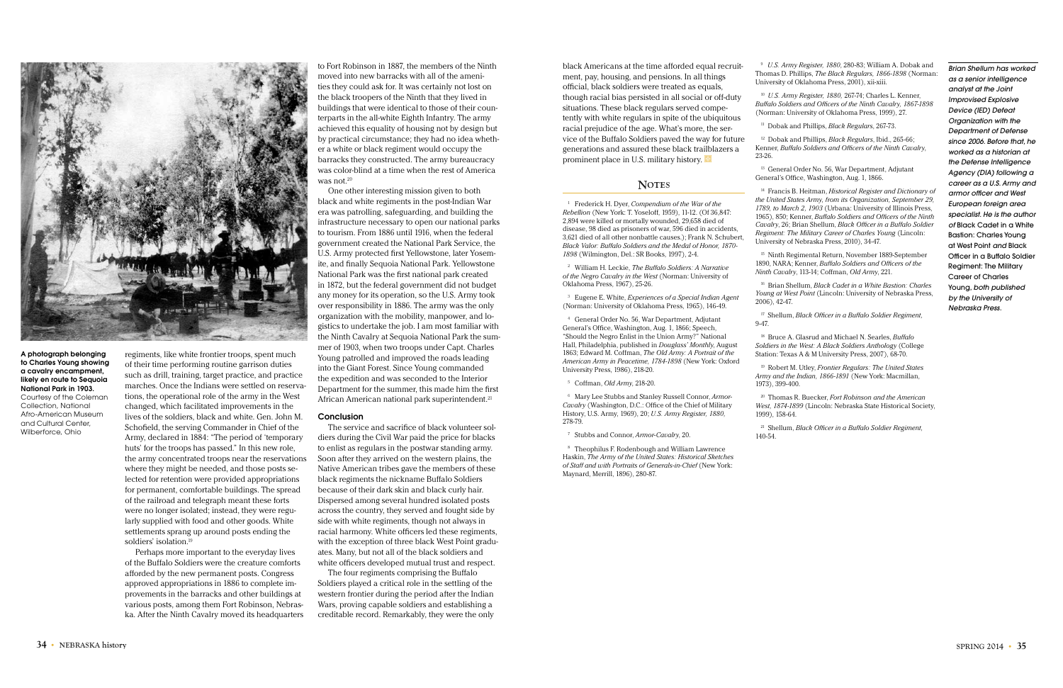**A photograph belonging to Charles Young showing a cavalry encampment, likely en route to Sequoia National Park in 1903.** Courtesy of the Coleman Collection, National Afro-American Museum and Cultural Center, Wilberforce, Ohio

regiments, like white frontier troops, spent much of their time performing routine garrison duties such as drill, training, target practice, and practice marches. Once the Indians were settled on reservations, the operational role of the army in the West changed, which facilitated improvements in the lives of the soldiers, black and white. Gen. John M. Schofield, the serving Commander in Chief of the Army, declared in 1884: "The period of 'temporary huts' for the troops has passed." In this new role, the army concentrated troops near the reservations where they might be needed, and those posts selected for retention were provided appropriations for permanent, comfortable buildings. The spread of the railroad and telegraph meant these forts were no longer isolated; instead, they were regularly supplied with food and other goods. White settlements sprang up around posts ending the soldiers' isolation.[19]

Perhaps more important to the everyday lives of the Buffalo Soldiers were the creature comforts afforded by the new permanent posts. Congress approved appropriations in 1886 to complete improvements in the barracks and other buildings at various posts, among them Fort Robinson, Nebraska. After the Ninth Cavalry moved its headquarters to Fort Robinson in 1887, the members of the Ninth moved into new barracks with all of the amenities they could ask for. It was certainly not lost on the black troopers of the Ninth that they lived in buildings that were identical to those of their counterparts in the all-white Eighth Infantry. The army achieved this equality of housing not by design but by practical circumstance; they had no idea whether a white or black regiment would occupy the barracks they constructed. The army bureaucracy was color-blind at a time when the rest of America was not.[20]

One other interesting mission given to both black and white regiments in the post-Indian War era was patrolling, safeguarding, and building the infrastructure necessary to open our national parks to tourism. From 1886 until 1916, when the federal government created the National Park Service, the U.S. Army protected first Yellowstone, later Yosemite, and finally Sequoia National Park. Yellowstone National Park was the first national park created in 1872, but the federal government did not budget any money for its operation, so the U.S. Army took over responsibility in 1886. The army was the only organization with the mobility, manpower, and logistics to undertake the job. I am most familiar with the Ninth Cavalry at Sequoia National Park the summer of 1903, when two troops under Capt. Charles Young patrolled and improved the roads leading into the Giant Forest. Since Young commanded the expedition and was seconded to the Interior Department for the summer, this made him the first African American national park superintendent.[21]

## Conclusion

The service and sacrifice of black volunteer soldiers during the Civil War paid the price for blacks to enlist as regulars in the postwar standing army. Soon after they arrived on the western plains, the Native American tribes gave the members of these black regiments the nickname Buffalo Soldiers because of their dark skin and black curly hair. Dispersed among several hundred isolated posts across the country, they served and fought side by side with white regiments, though not always in racial harmony. White officers led these regiments, with the exception of three black West Point graduates. Many, but not all of the black soldiers and white officers developed mutual trust and respect.

The four regiments comprising the Buffalo Soldiers played a critical role in the settling of the western frontier during the period after the Indian Wars, proving capable soldiers and establishing a creditable record. Remarkably, they were the only black Americans at the time afforded equal recruitment, pay, housing, and pensions. In all things official, black soldiers were treated as equals, though racial bias persisted in all social or off-duty situations. These black regulars served competently with white regulars in spite of the ubiquitous racial prejudice of the age. What's more, the service of the Buffalo Soldiers paved the way for future generations and assured these black trailblazers a prominent place in U.S. military history.

## Notes

1 Frederick H. Dyer, *Compendium of the War of the Rebellion* (New York: T. Yoseloff, 1959), 11-12. (Of 36,847: 2,894 were killed or mortally wounded, 29,658 died of disease, 98 died as prisoners of war, 596 died in accidents, 3,621 died of all other nonbattle causes.); Frank N. Schubert, *Black Valor: Buffalo Soldiers and the Medal of Honor, 1870-1898* (Wilmington, Del.: SR Books, 1997), 2-4.

2 William H. Leckie, *The Buffalo Soldiers: A Narrative of the Negro Cavalry in the West* (Norman: University of Oklahoma Press, 1967), 25-26.

3 Eugene E. White, *Experiences of a Special Indian Agent* (Norman: University of Oklahoma Press, 1965), 146-49.

4 General Order No. 56, War Department, Adjutant General's Office, Washington, Aug. 1, 1866; Speech, "Should the Negro Enlist in the Union Army?" National Hall, Philadelphia, published in *Douglass' Monthly*, August 1863; Edward M. Coffman, *The Old Army: A Portrait of the American Army in Peacetime, 1784-1898* (New York: Oxford University Press, 1986), 218-20.

5 Coffman, *Old Army*, 218-20.

6 Mary Lee Stubbs and Stanley Russell Connor, *Armor-Cavalry* (Washington, D.C.: Office of the Chief of Military History, U.S. Army, 1969), 20; *U.S. Army Register, 1880*, 278-79.

7 Stubbs and Connor, *Armor-Cavalry*, 20.

8 Theophilus F. Rodenbough and William Lawrence Haskin, *The Army of the United States: Historical Sketches of Staff and with Portraits of Generals-in-Chief* (New York: Maynard, Merrill, 1896), 280-87.

9 *U.S. Army Register, 1880*, 280-83; William A. Dobak and Thomas D. Phillips, *The Black Regulars, 1866-1898* (Norman: University of Oklahoma Press, 2001), xii-xiii.

10 *U.S. Army Register, 1880*, 267-74; Charles L. Kenner, *Buffalo Soldiers and Officers of the Ninth Cavalry, 1867-1898* (Norman: University of Oklahoma Press, 1999), 27.

11 Dobak and Phillips, *Black Regulars*, 267-73.

12 Dobak and Phillips, *Black Regulars*, Ibid., 265-66; Kenner, *Buffalo Soldiers and Officers of the Ninth Cavalry*, 23-26.

13 General Order No. 56, War Department, Adjutant General's Office, Washington, Aug. 1, 1866.

14 Francis B. Heitman, *Historical Register and Dictionary of the United States Army, from its Organization, September 29, 1789, to March 2, 1903* (Urbana: University of Illinois Press, 1965), 850; Kenner, *Buffalo Soldiers and Officers of the Ninth Cavalry*, 26; Brian Shellum, *Black Officer in a Buffalo Soldier Regiment: The Military Career of Charles Young* (Lincoln: University of Nebraska Press, 2010), 34-47.

15 Ninth Regimental Return, November 1889-September 1890, NARA; Kenner, *Buffalo Soldiers and Officers of the Ninth Cavalry*, 113-14; Coffman, *Old Army*, 221.

16 Brian Shellum, *Black Cadet in a White Bastion: Charles Young at West Point* (Lincoln: University of Nebraska Press, 2006), 42-47.

17 Shellum, *Black Officer in a Buffalo Soldier Regiment*, 9-47.

18 Bruce A. Glasrud and Michael N. Searles, *Buffalo Soldiers in the West: A Black Soldiers Anthology* (College Station: Texas A & M University Press, 2007), 68-70.

19 Robert M. Utley, *Frontier Regulars: The United States Army and the Indian, 1866-1891* (New York: Macmillan, 1973), 399-400.

20 Thomas R. Buecker, *Fort Robinson and the American West, 1874-1899* (Lincoln: Nebraska State Historical Society, 1999), 158-64.

21 Shellum, *Black Officer in a Buffalo Soldier Regiment*, 140-54.

*Brian Shellum has worked as a senior intelligence analyst at the Joint Improvised Explosive Device (IED) Defeat Organization with the Department of Defense since 2006. Before that, he worked as a historian at the Defense Intelligence Agency (DIA) following a career as a U.S. Army and armor officer and West European foreign area specialist. He is the author of* Black Cadet in a White Bastion: Charles Young at West Point *and* Black Officer in a Buffalo Soldier Regiment: The Military Career of Charles Young, *both published by the University of Nebraska Press.*